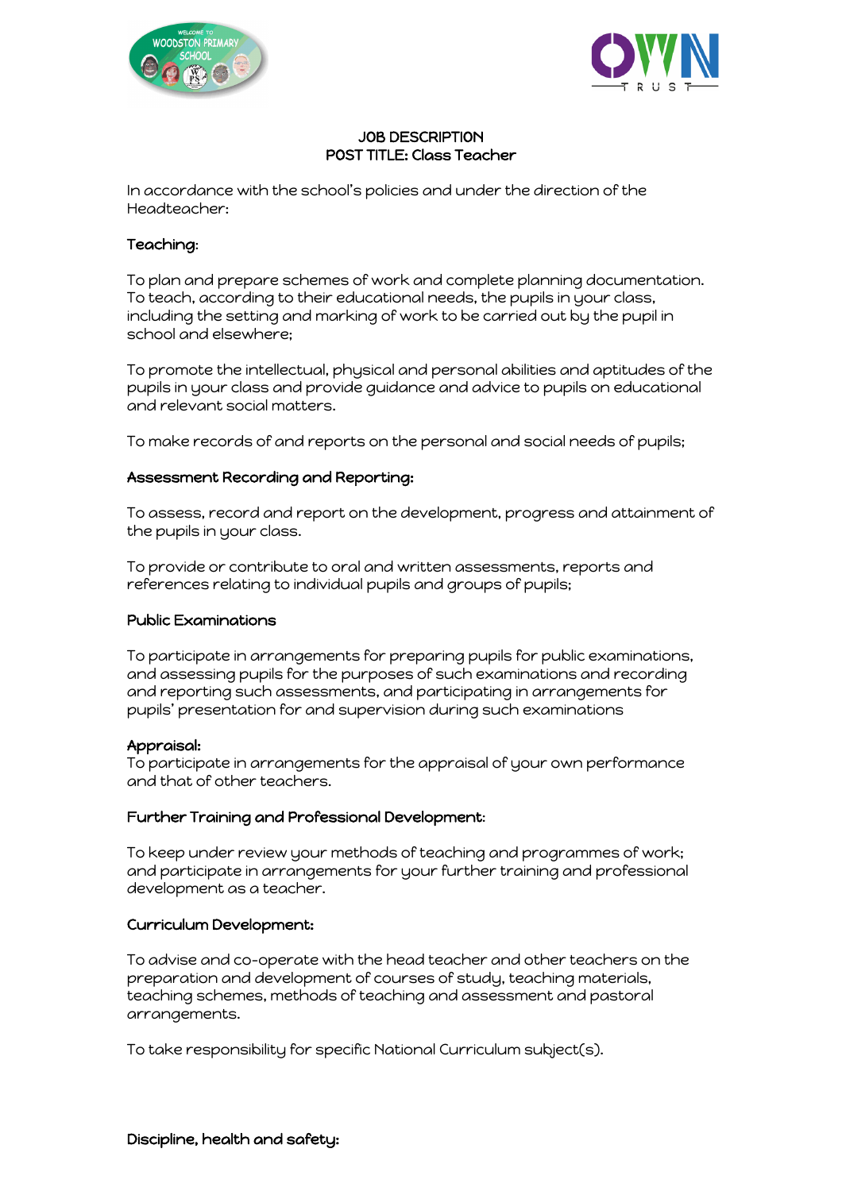# JOB DESCRIPTION
## POST TITLE: Class Teacher

In accordance with the school's policies and under the direction of the Headteacher:

### Teaching:

To plan and prepare schemes of work and complete planning documentation. To teach, according to their educational needs, the pupils in your class, including the setting and marking of work to be carried out by the pupil in school and elsewhere;

To promote the intellectual, physical and personal abilities and aptitudes of the pupils in your class and provide guidance and advice to pupils on educational and relevant social matters.

To make records of and reports on the personal and social needs of pupils;

### Assessment Recording and Reporting:

To assess, record and report on the development, progress and attainment of the pupils in your class.

To provide or contribute to oral and written assessments, reports and references relating to individual pupils and groups of pupils;

### Public Examinations

To participate in arrangements for preparing pupils for public examinations, and assessing pupils for the purposes of such examinations and recording and reporting such assessments, and participating in arrangements for pupils' presentation for and supervision during such examinations

### Appraisal:

To participate in arrangements for the appraisal of your own performance and that of other teachers.

### Further Training and Professional Development:

To keep under review your methods of teaching and programmes of work; and participate in arrangements for your further training and professional development as a teacher.

### Curriculum Development:

To advise and co-operate with the head teacher and other teachers on the preparation and development of courses of study, teaching materials, teaching schemes, methods of teaching and assessment and pastoral arrangements.

To take responsibility for specific National Curriculum subject(s).

### Discipline, health and safety: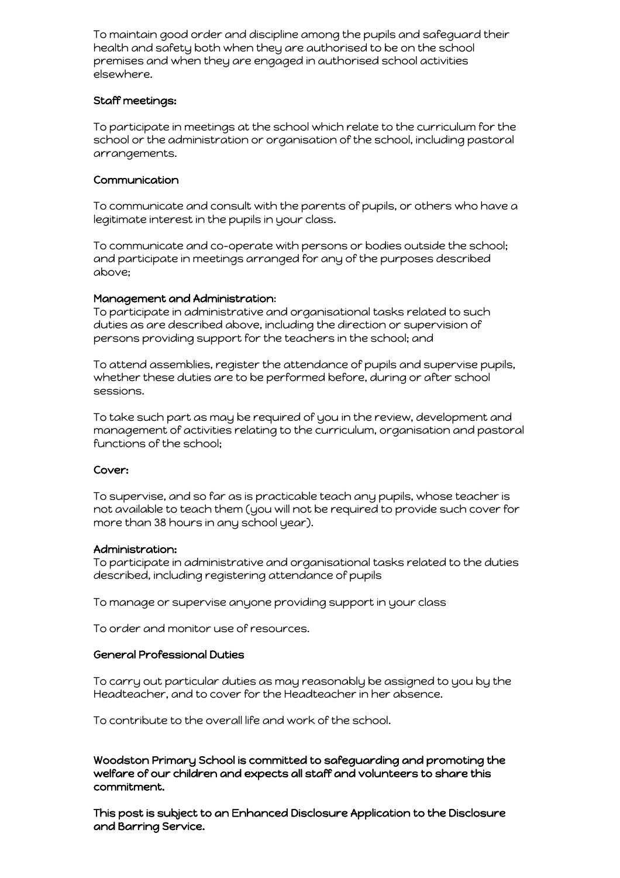To maintain good order and discipline among the pupils and safeguard their health and safety both when they are authorised to be on the school premises and when they are engaged in authorised school activities elsewhere.

**Staff meetings:**

To participate in meetings at the school which relate to the curriculum for the school or the administration or organisation of the school, including pastoral arrangements.

**Communication**

To communicate and consult with the parents of pupils, or others who have a legitimate interest in the pupils in your class.

To communicate and co-operate with persons or bodies outside the school; and participate in meetings arranged for any of the purposes described above;

**Management and Administration**:
To participate in administrative and organisational tasks related to such duties as are described above, including the direction or supervision of persons providing support for the teachers in the school; and

To attend assemblies, register the attendance of pupils and supervise pupils, whether these duties are to be performed before, during or after school sessions.

To take such part as may be required of you in the review, development and management of activities relating to the curriculum, organisation and pastoral functions of the school;

**Cover:**

To supervise, and so far as is practicable teach any pupils, whose teacher is not available to teach them (you will not be required to provide such cover for more than 38 hours in any school year).

**Administration:**
To participate in administrative and organisational tasks related to the duties described, including registering attendance of pupils

To manage or supervise anyone providing support in your class

To order and monitor use of resources.

**General Professional Duties**

To carry out particular duties as may reasonably be assigned to you by the Headteacher, and to cover for the Headteacher in her absence.

To contribute to the overall life and work of the school.

**Woodston Primary School is committed to safeguarding and promoting the welfare of our children and expects all staff and volunteers to share this commitment.**

**This post is subject to an Enhanced Disclosure Application to the Disclosure and Barring Service.**